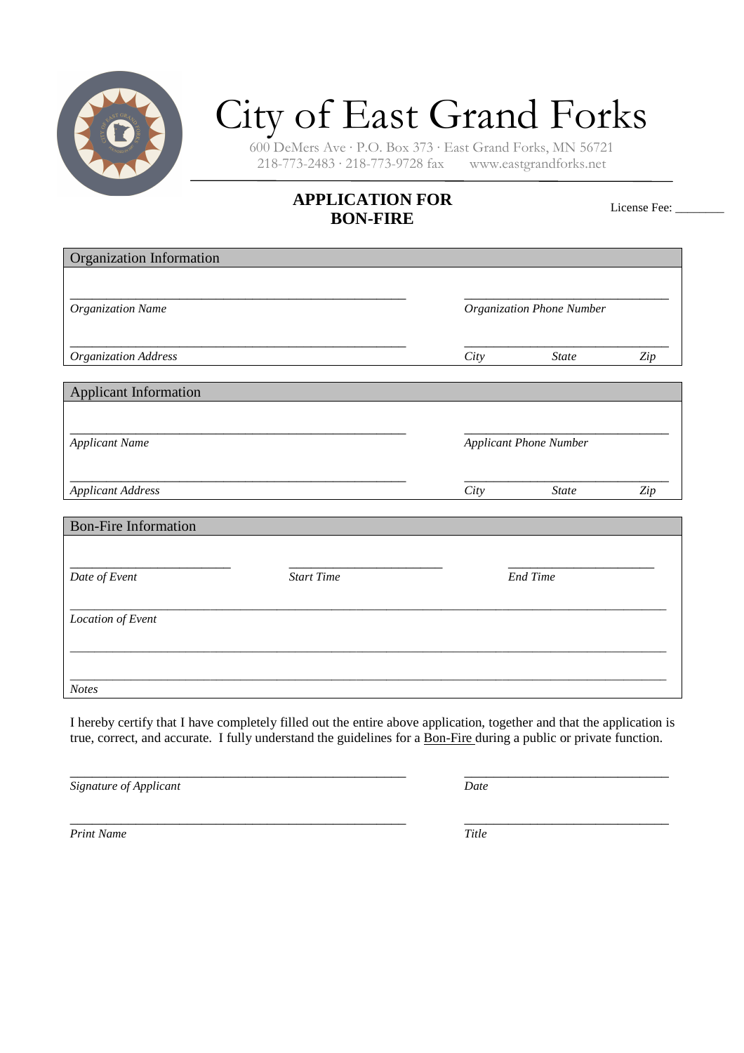# City of East Grand Forks

600 DeMers Ave · P.O. Box 373 · East Grand Forks, MN 56721
218-773-2483 · 218-773-9728 fax www.eastgrandforks.net

## APPLICATION FOR BON-FIRE

License Fee: ________

### Organization Information

_______________________________________________ _____________________________
*Organization Name* *Organization Phone Number*

_______________________________________________ _____________________________
*Organization Address* *City* *State* *Zip*

### Applicant Information

_______________________________________________ _____________________________
*Applicant Name* *Applicant Phone Number*

_______________________________________________ _____________________________
*Applicant Address* *City* *State* *Zip*

### Bon-Fire Information

_______________________ _______________________ _______________________
*Date of Event* *Start Time* *End Time*

_____________________________________________________________________________
*Location of Event*

_____________________________________________________________________________

_____________________________________________________________________________
*Notes*

I hereby certify that I have completely filled out the entire above application, together and that the application is true, correct, and accurate. I fully understand the guidelines for a Bon-Fire during a public or private function.

_______________________________________________ _____________________________
*Signature of Applicant* *Date*

_______________________________________________ _____________________________
*Print Name* *Title*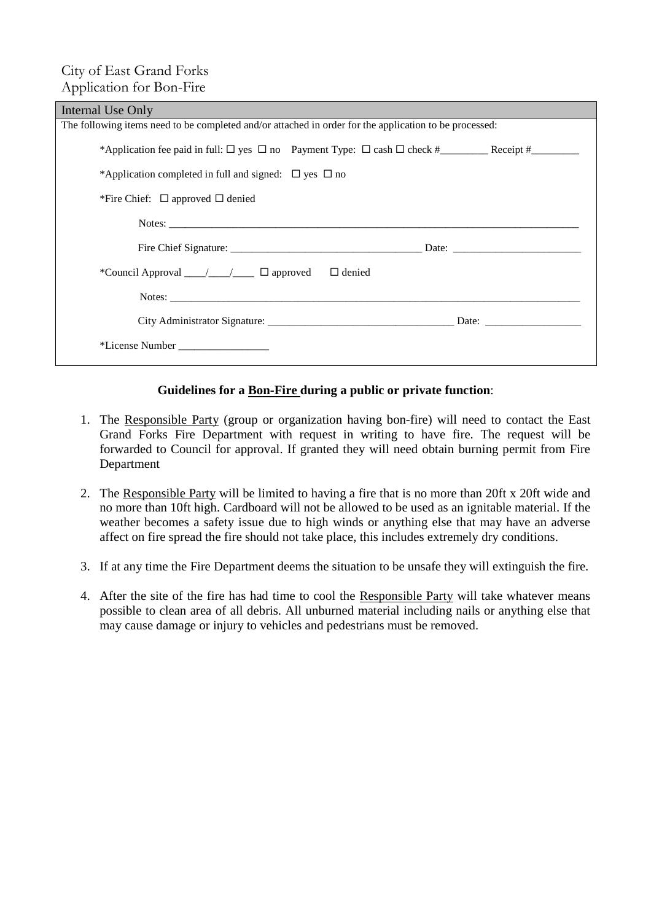City of East Grand Forks
Application for Bon-Fire

**Internal Use Only**

The following items need to be completed and/or attached in order for the application to be processed:

*Application fee paid in full: ☐ yes ☐ no Payment Type: ☐ cash ☐ check #_________ Receipt #_________

*Application completed in full and signed: ☐ yes ☐ no

*Fire Chief: ☐ approved ☐ denied

Notes: ________________________________________________________________________________

Fire Chief Signature: ____________________________________ Date: ________________________

*Council Approval ____/____/____ ☐ approved ☐ denied

Notes: ________________________________________________________________________________

City Administrator Signature: ___________________________________ Date: __________________

*License Number _________________

**Guidelines for a Bon-Fire during a public or private function**:

1. The Responsible Party (group or organization having bon-fire) will need to contact the East Grand Forks Fire Department with request in writing to have fire. The request will be forwarded to Council for approval. If granted they will need obtain burning permit from Fire Department

2. The Responsible Party will be limited to having a fire that is no more than 20ft x 20ft wide and no more than 10ft high. Cardboard will not be allowed to be used as an ignitable material. If the weather becomes a safety issue due to high winds or anything else that may have an adverse affect on fire spread the fire should not take place, this includes extremely dry conditions.

3. If at any time the Fire Department deems the situation to be unsafe they will extinguish the fire.

4. After the site of the fire has had time to cool the Responsible Party will take whatever means possible to clean area of all debris. All unburned material including nails or anything else that may cause damage or injury to vehicles and pedestrians must be removed.